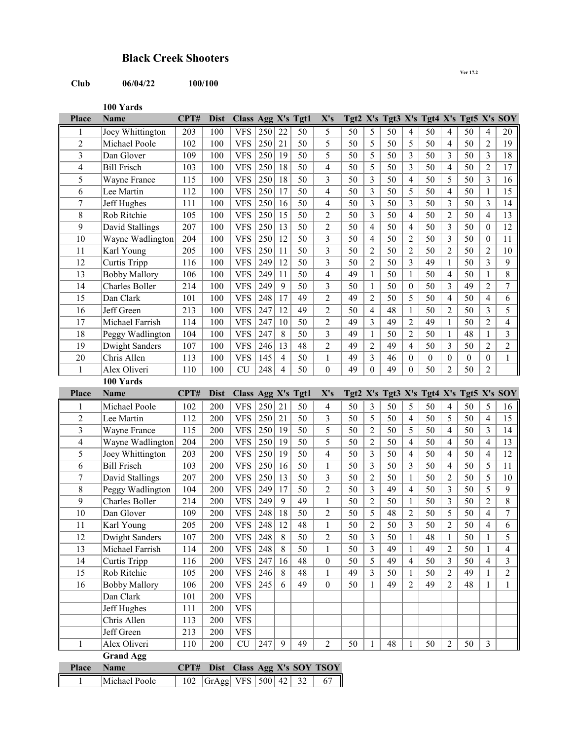# Black Creek Shooters

Ver 17.2

**Club** **06/04/22** **100/100**

**100 Yards**

| Place | Name | CPT# | Dist | Class | Agg | X's | Tgt1 | X's | Tgt2 | X's | Tgt3 | X's | Tgt4 | X's | Tgt5 | X's | SOY |
|---|---|---|---|---|---|---|---|---|---|---|---|---|---|---|---|---|---|
| 1 | Joey Whittington | 203 | 100 | VFS | 250 | 22 | 50 | 5 | 50 | 5 | 50 | 4 | 50 | 4 | 50 | 4 | 20 |
| 2 | Michael Poole | 102 | 100 | VFS | 250 | 21 | 50 | 5 | 50 | 5 | 50 | 5 | 50 | 4 | 50 | 2 | 19 |
| 3 | Dan Glover | 109 | 100 | VFS | 250 | 19 | 50 | 5 | 50 | 5 | 50 | 3 | 50 | 3 | 50 | 3 | 18 |
| 4 | Bill Frisch | 103 | 100 | VFS | 250 | 18 | 50 | 4 | 50 | 5 | 50 | 3 | 50 | 4 | 50 | 2 | 17 |
| 5 | Wayne France | 115 | 100 | VFS | 250 | 18 | 50 | 3 | 50 | 3 | 50 | 4 | 50 | 5 | 50 | 3 | 16 |
| 6 | Lee Martin | 112 | 100 | VFS | 250 | 17 | 50 | 4 | 50 | 3 | 50 | 5 | 50 | 4 | 50 | 1 | 15 |
| 7 | Jeff Hughes | 111 | 100 | VFS | 250 | 16 | 50 | 4 | 50 | 3 | 50 | 3 | 50 | 3 | 50 | 3 | 14 |
| 8 | Rob Ritchie | 105 | 100 | VFS | 250 | 15 | 50 | 2 | 50 | 3 | 50 | 4 | 50 | 2 | 50 | 4 | 13 |
| 9 | David Stallings | 207 | 100 | VFS | 250 | 13 | 50 | 2 | 50 | 4 | 50 | 4 | 50 | 3 | 50 | 0 | 12 |
| 10 | Wayne Wadlington | 204 | 100 | VFS | 250 | 12 | 50 | 3 | 50 | 4 | 50 | 2 | 50 | 3 | 50 | 0 | 11 |
| 11 | Karl Young | 205 | 100 | VFS | 250 | 11 | 50 | 3 | 50 | 2 | 50 | 2 | 50 | 2 | 50 | 2 | 10 |
| 12 | Curtis Tripp | 116 | 100 | VFS | 249 | 12 | 50 | 3 | 50 | 2 | 50 | 3 | 49 | 1 | 50 | 3 | 9 |
| 13 | Bobby Mallory | 106 | 100 | VFS | 249 | 11 | 50 | 4 | 49 | 1 | 50 | 1 | 50 | 4 | 50 | 1 | 8 |
| 14 | Charles Boller | 214 | 100 | VFS | 249 | 9 | 50 | 3 | 50 | 1 | 50 | 0 | 50 | 3 | 49 | 2 | 7 |
| 15 | Dan Clark | 101 | 100 | VFS | 248 | 17 | 49 | 2 | 49 | 2 | 50 | 5 | 50 | 4 | 50 | 4 | 6 |
| 16 | Jeff Green | 213 | 100 | VFS | 247 | 12 | 49 | 2 | 50 | 4 | 48 | 1 | 50 | 2 | 50 | 3 | 5 |
| 17 | Michael Farrish | 114 | 100 | VFS | 247 | 10 | 50 | 2 | 49 | 3 | 49 | 2 | 49 | 1 | 50 | 2 | 4 |
| 18 | Peggy Wadlington | 104 | 100 | VFS | 247 | 8 | 50 | 3 | 49 | 1 | 50 | 2 | 50 | 1 | 48 | 1 | 3 |
| 19 | Dwight Sanders | 107 | 100 | VFS | 246 | 13 | 48 | 2 | 49 | 2 | 49 | 4 | 50 | 3 | 50 | 2 | 2 |
| 20 | Chris Allen | 113 | 100 | VFS | 145 | 4 | 50 | 1 | 49 | 3 | 46 | 0 | 0 | 0 | 0 | 0 | 1 |
| 1 | Alex Oliveri | 110 | 100 | CU | 248 | 4 | 50 | 0 | 49 | 0 | 49 | 0 | 50 | 2 | 50 | 2 | |

**100 Yards**

| Place | Name | CPT# | Dist | Class | Agg | X's | Tgt1 | X's | Tgt2 | X's | Tgt3 | X's | Tgt4 | X's | Tgt5 | X's | SOY |
|---|---|---|---|---|---|---|---|---|---|---|---|---|---|---|---|---|---|
| 1 | Michael Poole | 102 | 200 | VFS | 250 | 21 | 50 | 4 | 50 | 3 | 50 | 5 | 50 | 4 | 50 | 5 | 16 |
| 2 | Lee Martin | 112 | 200 | VFS | 250 | 21 | 50 | 3 | 50 | 5 | 50 | 4 | 50 | 5 | 50 | 4 | 15 |
| 3 | Wayne France | 115 | 200 | VFS | 250 | 19 | 50 | 5 | 50 | 2 | 50 | 5 | 50 | 4 | 50 | 3 | 14 |
| 4 | Wayne Wadlington | 204 | 200 | VFS | 250 | 19 | 50 | 5 | 50 | 2 | 50 | 4 | 50 | 4 | 50 | 4 | 13 |
| 5 | Joey Whittington | 203 | 200 | VFS | 250 | 19 | 50 | 4 | 50 | 3 | 50 | 4 | 50 | 4 | 50 | 4 | 12 |
| 6 | Bill Frisch | 103 | 200 | VFS | 250 | 16 | 50 | 1 | 50 | 3 | 50 | 3 | 50 | 4 | 50 | 5 | 11 |
| 7 | David Stallings | 207 | 200 | VFS | 250 | 13 | 50 | 3 | 50 | 2 | 50 | 1 | 50 | 2 | 50 | 5 | 10 |
| 8 | Peggy Wadlington | 104 | 200 | VFS | 249 | 17 | 50 | 2 | 50 | 3 | 49 | 4 | 50 | 3 | 50 | 5 | 9 |
| 9 | Charles Boller | 214 | 200 | VFS | 249 | 9 | 49 | 1 | 50 | 2 | 50 | 1 | 50 | 3 | 50 | 2 | 8 |
| 10 | Dan Glover | 109 | 200 | VFS | 248 | 18 | 50 | 2 | 50 | 5 | 48 | 2 | 50 | 5 | 50 | 4 | 7 |
| 11 | Karl Young | 205 | 200 | VFS | 248 | 12 | 48 | 1 | 50 | 2 | 50 | 3 | 50 | 2 | 50 | 4 | 6 |
| 12 | Dwight Sanders | 107 | 200 | VFS | 248 | 8 | 50 | 2 | 50 | 3 | 50 | 1 | 48 | 1 | 50 | 1 | 5 |
| 13 | Michael Farrish | 114 | 200 | VFS | 248 | 8 | 50 | 1 | 50 | 3 | 49 | 1 | 49 | 2 | 50 | 1 | 4 |
| 14 | Curtis Tripp | 116 | 200 | VFS | 247 | 16 | 48 | 0 | 50 | 5 | 49 | 4 | 50 | 3 | 50 | 4 | 3 |
| 15 | Rob Ritchie | 105 | 200 | VFS | 246 | 8 | 48 | 1 | 49 | 3 | 50 | 1 | 50 | 2 | 49 | 1 | 2 |
| 16 | Bobby Mallory | 106 | 200 | VFS | 245 | 6 | 49 | 0 | 50 | 1 | 49 | 2 | 49 | 2 | 48 | 1 | 1 |
| | Dan Clark | 101 | 200 | VFS | | | | | | | | | | | | | |
| | Jeff Hughes | 111 | 200 | VFS | | | | | | | | | | | | | |
| | Chris Allen | 113 | 200 | VFS | | | | | | | | | | | | | |
| | Jeff Green | 213 | 200 | VFS | | | | | | | | | | | | | |
| 1 | Alex Oliveri | 110 | 200 | CU | 247 | 9 | 49 | 2 | 50 | 1 | 48 | 1 | 50 | 2 | 50 | 3 | |

**Grand Agg**

| Place | Name | CPT# | Dist | Class | Agg | X's | SOY | TSOY |
|---|---|---|---|---|---|---|---|---|
| 1 | Michael Poole | 102 | GrAgg | VFS | 500 | 42 | 32 | 67 |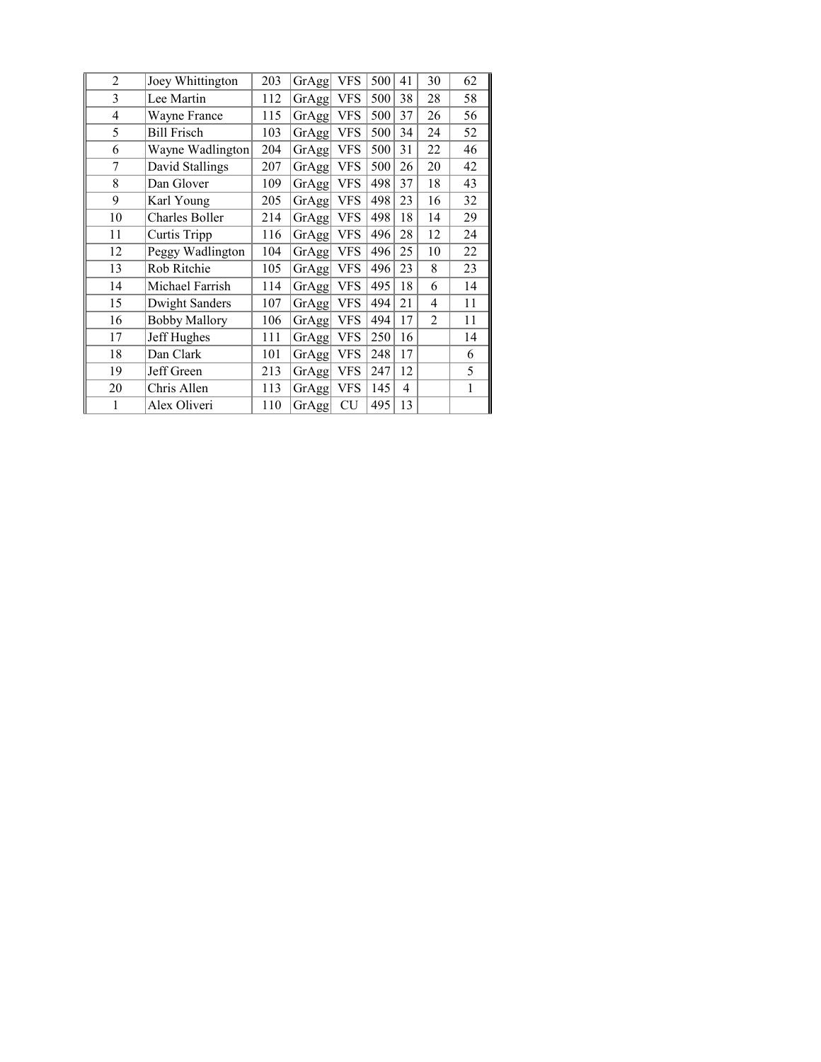| | | | | | | | | |
|---|---|---|---|---|---|---|---|---|
| 2 | Joey Whittington | 203 | GrAgg | VFS | 500 | 41 | 30 | 62 |
| 3 | Lee Martin | 112 | GrAgg | VFS | 500 | 38 | 28 | 58 |
| 4 | Wayne France | 115 | GrAgg | VFS | 500 | 37 | 26 | 56 |
| 5 | Bill Frisch | 103 | GrAgg | VFS | 500 | 34 | 24 | 52 |
| 6 | Wayne Wadlington | 204 | GrAgg | VFS | 500 | 31 | 22 | 46 |
| 7 | David Stallings | 207 | GrAgg | VFS | 500 | 26 | 20 | 42 |
| 8 | Dan Glover | 109 | GrAgg | VFS | 498 | 37 | 18 | 43 |
| 9 | Karl Young | 205 | GrAgg | VFS | 498 | 23 | 16 | 32 |
| 10 | Charles Boller | 214 | GrAgg | VFS | 498 | 18 | 14 | 29 |
| 11 | Curtis Tripp | 116 | GrAgg | VFS | 496 | 28 | 12 | 24 |
| 12 | Peggy Wadlington | 104 | GrAgg | VFS | 496 | 25 | 10 | 22 |
| 13 | Rob Ritchie | 105 | GrAgg | VFS | 496 | 23 | 8 | 23 |
| 14 | Michael Farrish | 114 | GrAgg | VFS | 495 | 18 | 6 | 14 |
| 15 | Dwight Sanders | 107 | GrAgg | VFS | 494 | 21 | 4 | 11 |
| 16 | Bobby Mallory | 106 | GrAgg | VFS | 494 | 17 | 2 | 11 |
| 17 | Jeff Hughes | 111 | GrAgg | VFS | 250 | 16 | | 14 |
| 18 | Dan Clark | 101 | GrAgg | VFS | 248 | 17 | | 6 |
| 19 | Jeff Green | 213 | GrAgg | VFS | 247 | 12 | | 5 |
| 20 | Chris Allen | 113 | GrAgg | VFS | 145 | 4 | | 1 |
| 1 | Alex Oliveri | 110 | GrAgg | CU | 495 | 13 | | |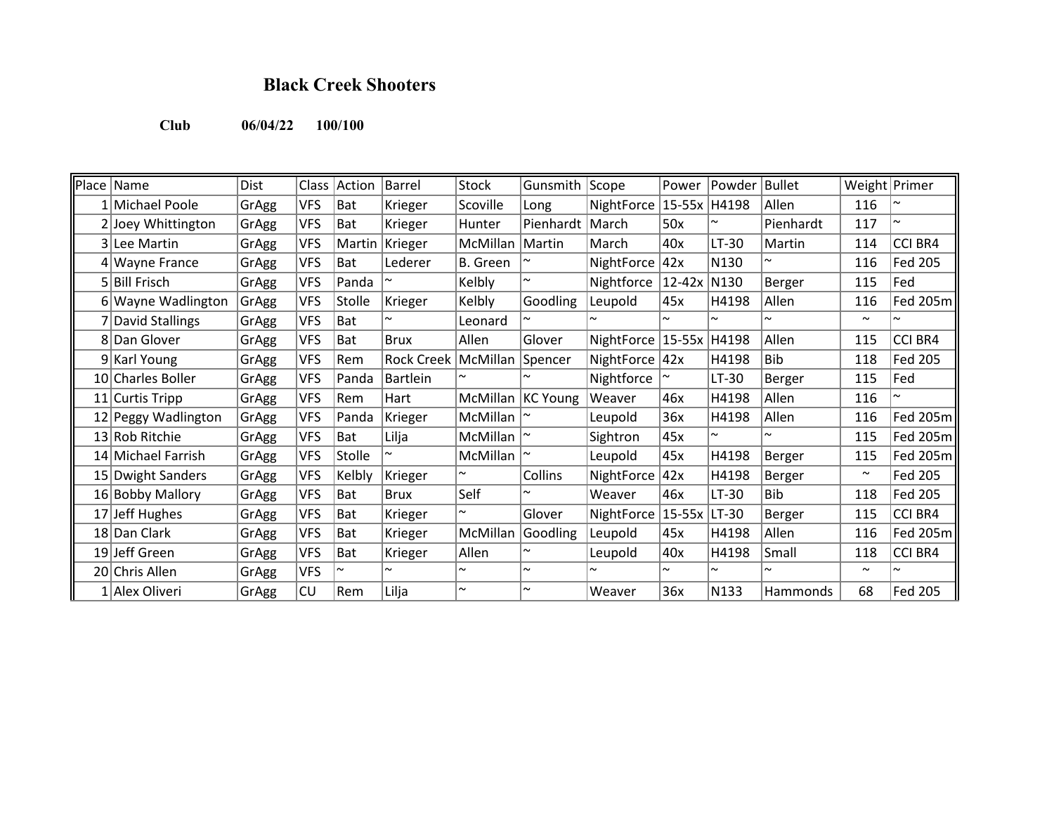# Black Creek Shooters

**Club 06/04/22 100/100**

| Place | Name | Dist | Class | Action | Barrel | Stock | Gunsmith | Scope | Power | Powder | Bullet | Weight | Primer |
|---|---|---|---|---|---|---|---|---|---|---|---|---|---|
| 1 | Michael Poole | GrAgg | VFS | Bat | Krieger | Scoville | Long | NightForce | 15-55x | H4198 | Allen | 116 | ~ |
| 2 | Joey Whittington | GrAgg | VFS | Bat | Krieger | Hunter | Pienhardt | March | 50x | ~ | Pienhardt | 117 | ~ |
| 3 | Lee Martin | GrAgg | VFS | Martin | Krieger | McMillan | Martin | March | 40x | LT-30 | Martin | 114 | CCI BR4 |
| 4 | Wayne France | GrAgg | VFS | Bat | Lederer | B. Green | ~ | NightForce | 42x | N130 | ~ | 116 | Fed 205 |
| 5 | Bill Frisch | GrAgg | VFS | Panda | ~ | Kelbly | ~ | Nightforce | 12-42x | N130 | Berger | 115 | Fed |
| 6 | Wayne Wadlington | GrAgg | VFS | Stolle | Krieger | Kelbly | Goodling | Leupold | 45x | H4198 | Allen | 116 | Fed 205m |
| 7 | David Stallings | GrAgg | VFS | Bat | ~ | Leonard | ~ | ~ | ~ | ~ | ~ | ~ | ~ |
| 8 | Dan Glover | GrAgg | VFS | Bat | Brux | Allen | Glover | NightForce | 15-55x | H4198 | Allen | 115 | CCI BR4 |
| 9 | Karl Young | GrAgg | VFS | Rem | Rock Creek | McMillan | Spencer | NightForce | 42x | H4198 | Bib | 118 | Fed 205 |
| 10 | Charles Boller | GrAgg | VFS | Panda | Bartlein | ~ | ~ | Nightforce | ~ | LT-30 | Berger | 115 | Fed |
| 11 | Curtis Tripp | GrAgg | VFS | Rem | Hart | McMillan | KC Young | Weaver | 46x | H4198 | Allen | 116 | ~ |
| 12 | Peggy Wadlington | GrAgg | VFS | Panda | Krieger | McMillan | ~ | Leupold | 36x | H4198 | Allen | 116 | Fed 205m |
| 13 | Rob Ritchie | GrAgg | VFS | Bat | Lilja | McMillan | ~ | Sightron | 45x | ~ | ~ | 115 | Fed 205m |
| 14 | Michael Farrish | GrAgg | VFS | Stolle | ~ | McMillan | ~ | Leupold | 45x | H4198 | Berger | 115 | Fed 205m |
| 15 | Dwight Sanders | GrAgg | VFS | Kelbly | Krieger | ~ | Collins | NightForce | 42x | H4198 | Berger | ~ | Fed 205 |
| 16 | Bobby Mallory | GrAgg | VFS | Bat | Brux | Self | ~ | Weaver | 46x | LT-30 | Bib | 118 | Fed 205 |
| 17 | Jeff Hughes | GrAgg | VFS | Bat | Krieger | ~ | Glover | NightForce | 15-55x | LT-30 | Berger | 115 | CCI BR4 |
| 18 | Dan Clark | GrAgg | VFS | Bat | Krieger | McMillan | Goodling | Leupold | 45x | H4198 | Allen | 116 | Fed 205m |
| 19 | Jeff Green | GrAgg | VFS | Bat | Krieger | Allen | ~ | Leupold | 40x | H4198 | Small | 118 | CCI BR4 |
| 20 | Chris Allen | GrAgg | VFS | ~ | ~ | ~ | ~ | ~ | ~ | ~ | ~ | ~ | ~ |
| 1 | Alex Oliveri | GrAgg | CU | Rem | Lilja | ~ | ~ | Weaver | 36x | N133 | Hammonds | 68 | Fed 205 |